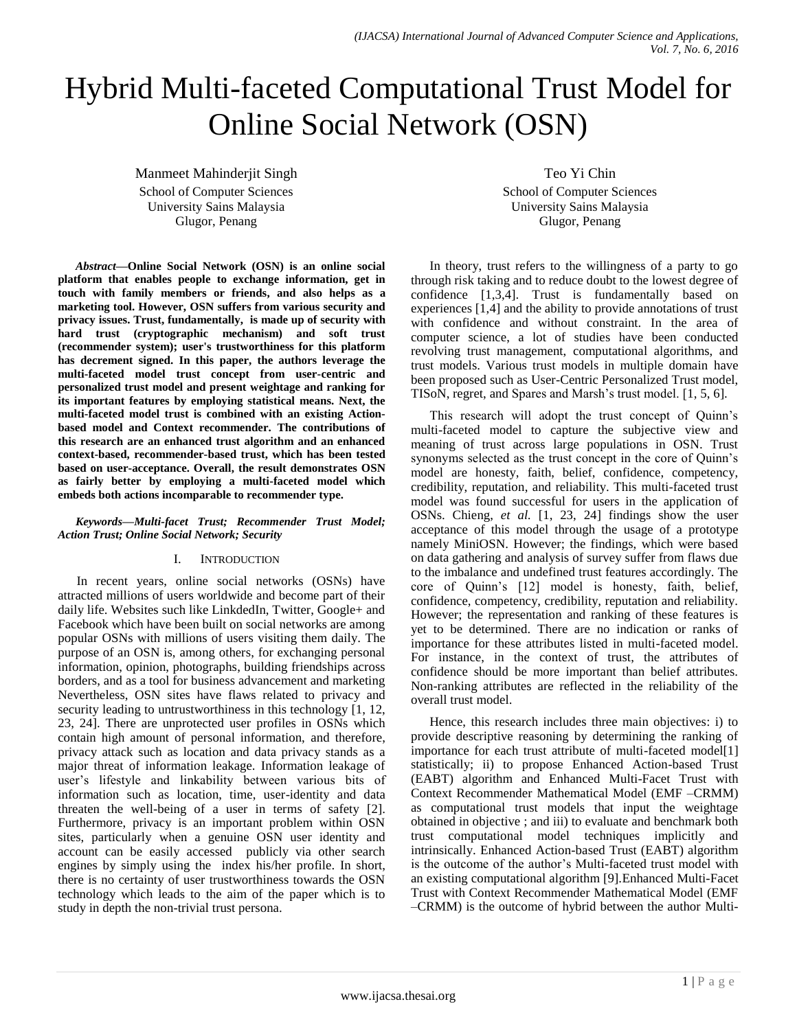# Hybrid Multi-faceted Computational Trust Model for Online Social Network (OSN)

Manmeet Mahinderjit Singh
School of Computer Sciences
University Sains Malaysia
Glugor, Penang

Teo Yi Chin
School of Computer Sciences
University Sains Malaysia
Glugor, Penang

***Abstract*—Online Social Network (OSN) is an online social platform that enables people to exchange information, get in touch with family members or friends, and also helps as a marketing tool. However, OSN suffers from various security and privacy issues. Trust, fundamentally, is made up of security with hard trust (cryptographic mechanism) and soft trust (recommender system); user's trustworthiness for this platform has decrement signed. In this paper, the authors leverage the multi-faceted model trust concept from user-centric and personalized trust model and present weightage and ranking for its important features by employing statistical means. Next, the multi-faceted model trust is combined with an existing Action-based model and Context recommender. The contributions of this research are an enhanced trust algorithm and an enhanced context-based, recommender-based trust, which has been tested based on user-acceptance. Overall, the result demonstrates OSN as fairly better by employing a multi-faceted model which embeds both actions incomparable to recommender type.**

***Keywords*—*Multi-facet Trust; Recommender Trust Model; Action Trust; Online Social Network; Security***

## I. Introduction

In recent years, online social networks (OSNs) have attracted millions of users worldwide and become part of their daily life. Websites such like LinkdedIn, Twitter, Google+ and Facebook which have been built on social networks are among popular OSNs with millions of users visiting them daily. The purpose of an OSN is, among others, for exchanging personal information, opinion, photographs, building friendships across borders, and as a tool for business advancement and marketing Nevertheless, OSN sites have flaws related to privacy and security leading to untrustworthiness in this technology [1, 12, 23, 24]. There are unprotected user profiles in OSNs which contain high amount of personal information, and therefore, privacy attack such as location and data privacy stands as a major threat of information leakage. Information leakage of user's lifestyle and linkability between various bits of information such as location, time, user-identity and data threaten the well-being of a user in terms of safety [2]. Furthermore, privacy is an important problem within OSN sites, particularly when a genuine OSN user identity and account can be easily accessed publicly via other search engines by simply using the index his/her profile. In short, there is no certainty of user trustworthiness towards the OSN technology which leads to the aim of the paper which is to study in depth the non-trivial trust persona.

In theory, trust refers to the willingness of a party to go through risk taking and to reduce doubt to the lowest degree of confidence [1,3,4]. Trust is fundamentally based on experiences [1,4] and the ability to provide annotations of trust with confidence and without constraint. In the area of computer science, a lot of studies have been conducted revolving trust management, computational algorithms, and trust models. Various trust models in multiple domain have been proposed such as User-Centric Personalized Trust model, TISoN, regret, and Spares and Marsh's trust model. [1, 5, 6].

This research will adopt the trust concept of Quinn's multi-faceted model to capture the subjective view and meaning of trust across large populations in OSN. Trust synonyms selected as the trust concept in the core of Quinn's model are honesty, faith, belief, confidence, competency, credibility, reputation, and reliability. This multi-faceted trust model was found successful for users in the application of OSNs. Chieng, *et al.* [1, 23, 24] findings show the user acceptance of this model through the usage of a prototype namely MiniOSN. However; the findings, which were based on data gathering and analysis of survey suffer from flaws due to the imbalance and undefined trust features accordingly. The core of Quinn's [12] model is honesty, faith, belief, confidence, competency, credibility, reputation and reliability. However; the representation and ranking of these features is yet to be determined. There are no indication or ranks of importance for these attributes listed in multi-faceted model. For instance, in the context of trust, the attributes of confidence should be more important than belief attributes. Non-ranking attributes are reflected in the reliability of the overall trust model.

Hence, this research includes three main objectives: i) to provide descriptive reasoning by determining the ranking of importance for each trust attribute of multi-faceted model[1] statistically; ii) to propose Enhanced Action-based Trust (EABT) algorithm and Enhanced Multi-Facet Trust with Context Recommender Mathematical Model (EMF –CRMM) as computational trust models that input the weightage obtained in objective ; and iii) to evaluate and benchmark both trust computational model techniques implicitly and intrinsically. Enhanced Action-based Trust (EABT) algorithm is the outcome of the author's Multi-faceted trust model with an existing computational algorithm [9].Enhanced Multi-Facet Trust with Context Recommender Mathematical Model (EMF –CRMM) is the outcome of hybrid between the author Multi-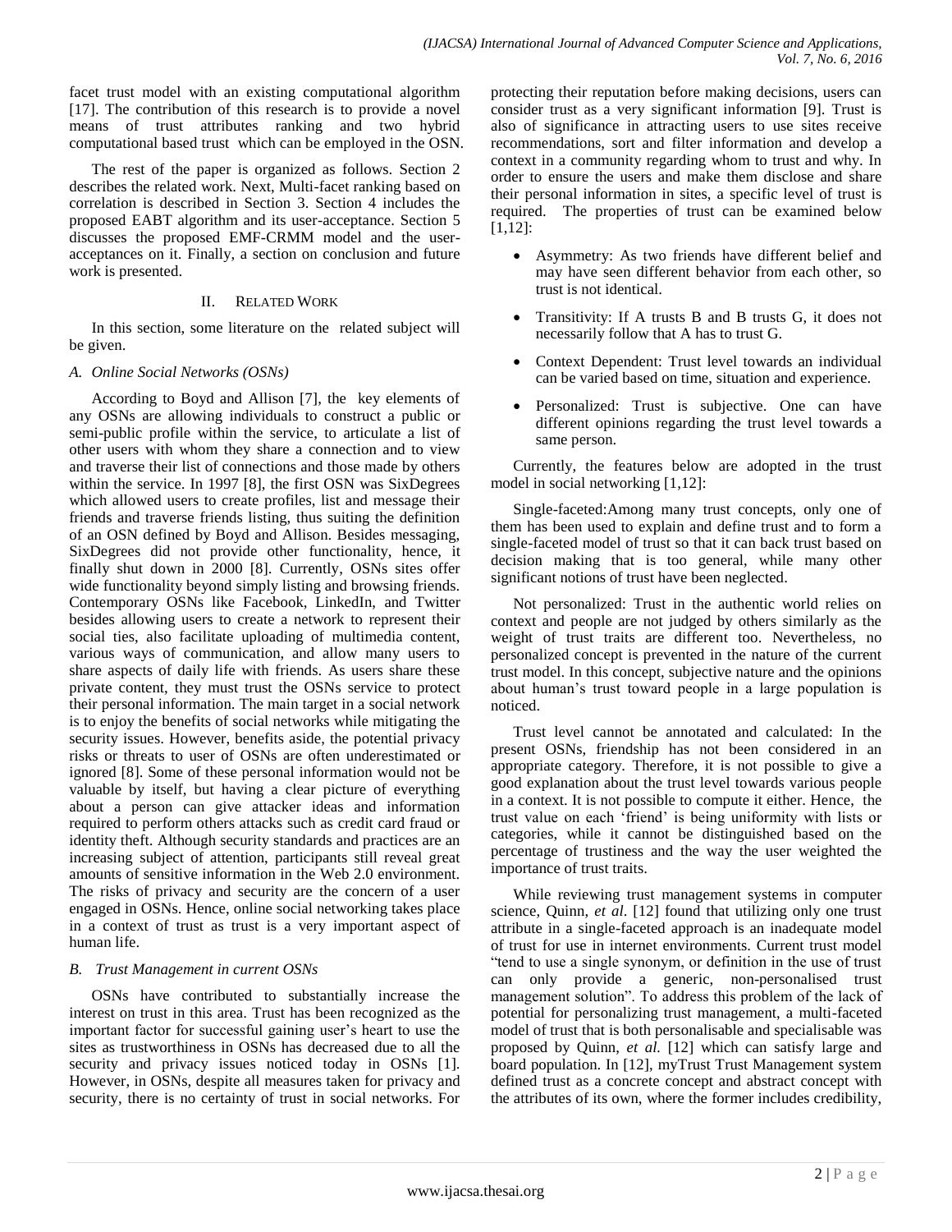facet trust model with an existing computational algorithm [17]. The contribution of this research is to provide a novel means of trust attributes ranking and two hybrid computational based trust which can be employed in the OSN.

The rest of the paper is organized as follows. Section 2 describes the related work. Next, Multi-facet ranking based on correlation is described in Section 3. Section 4 includes the proposed EABT algorithm and its user-acceptance. Section 5 discusses the proposed EMF-CRMM model and the user-acceptances on it. Finally, a section on conclusion and future work is presented.

## II. Related Work

In this section, some literature on the related subject will be given.

### A. Online Social Networks (OSNs)

According to Boyd and Allison [7], the key elements of any OSNs are allowing individuals to construct a public or semi-public profile within the service, to articulate a list of other users with whom they share a connection and to view and traverse their list of connections and those made by others within the service. In 1997 [8], the first OSN was SixDegrees which allowed users to create profiles, list and message their friends and traverse friends listing, thus suiting the definition of an OSN defined by Boyd and Allison. Besides messaging, SixDegrees did not provide other functionality, hence, it finally shut down in 2000 [8]. Currently, OSNs sites offer wide functionality beyond simply listing and browsing friends. Contemporary OSNs like Facebook, LinkedIn, and Twitter besides allowing users to create a network to represent their social ties, also facilitate uploading of multimedia content, various ways of communication, and allow many users to share aspects of daily life with friends. As users share these private content, they must trust the OSNs service to protect their personal information. The main target in a social network is to enjoy the benefits of social networks while mitigating the security issues. However, benefits aside, the potential privacy risks or threats to user of OSNs are often underestimated or ignored [8]. Some of these personal information would not be valuable by itself, but having a clear picture of everything about a person can give attacker ideas and information required to perform others attacks such as credit card fraud or identity theft. Although security standards and practices are an increasing subject of attention, participants still reveal great amounts of sensitive information in the Web 2.0 environment. The risks of privacy and security are the concern of a user engaged in OSNs. Hence, online social networking takes place in a context of trust as trust is a very important aspect of human life.

### B. Trust Management in current OSNs

OSNs have contributed to substantially increase the interest on trust in this area. Trust has been recognized as the important factor for successful gaining user's heart to use the sites as trustworthiness in OSNs has decreased due to all the security and privacy issues noticed today in OSNs [1]. However, in OSNs, despite all measures taken for privacy and security, there is no certainty of trust in social networks. For protecting their reputation before making decisions, users can consider trust as a very significant information [9]. Trust is also of significance in attracting users to use sites receive recommendations, sort and filter information and develop a context in a community regarding whom to trust and why. In order to ensure the users and make them disclose and share their personal information in sites, a specific level of trust is required. The properties of trust can be examined below [1,12]:

- Asymmetry: As two friends have different belief and may have seen different behavior from each other, so trust is not identical.
- Transitivity: If A trusts B and B trusts G, it does not necessarily follow that A has to trust G.
- Context Dependent: Trust level towards an individual can be varied based on time, situation and experience.
- Personalized: Trust is subjective. One can have different opinions regarding the trust level towards a same person.

Currently, the features below are adopted in the trust model in social networking [1,12]:

Single-faceted:Among many trust concepts, only one of them has been used to explain and define trust and to form a single-faceted model of trust so that it can back trust based on decision making that is too general, while many other significant notions of trust have been neglected.

Not personalized: Trust in the authentic world relies on context and people are not judged by others similarly as the weight of trust traits are different too. Nevertheless, no personalized concept is prevented in the nature of the current trust model. In this concept, subjective nature and the opinions about human's trust toward people in a large population is noticed.

Trust level cannot be annotated and calculated: In the present OSNs, friendship has not been considered in an appropriate category. Therefore, it is not possible to give a good explanation about the trust level towards various people in a context. It is not possible to compute it either. Hence, the trust value on each 'friend' is being uniformity with lists or categories, while it cannot be distinguished based on the percentage of trustiness and the way the user weighted the importance of trust traits.

While reviewing trust management systems in computer science, Quinn, *et al*. [12] found that utilizing only one trust attribute in a single-faceted approach is an inadequate model of trust for use in internet environments. Current trust model "tend to use a single synonym, or definition in the use of trust can only provide a generic, non-personalised trust management solution". To address this problem of the lack of potential for personalizing trust management, a multi-faceted model of trust that is both personalisable and specialisable was proposed by Quinn, *et al.* [12] which can satisfy large and board population. In [12], myTrust Trust Management system defined trust as a concrete concept and abstract concept with the attributes of its own, where the former includes credibility,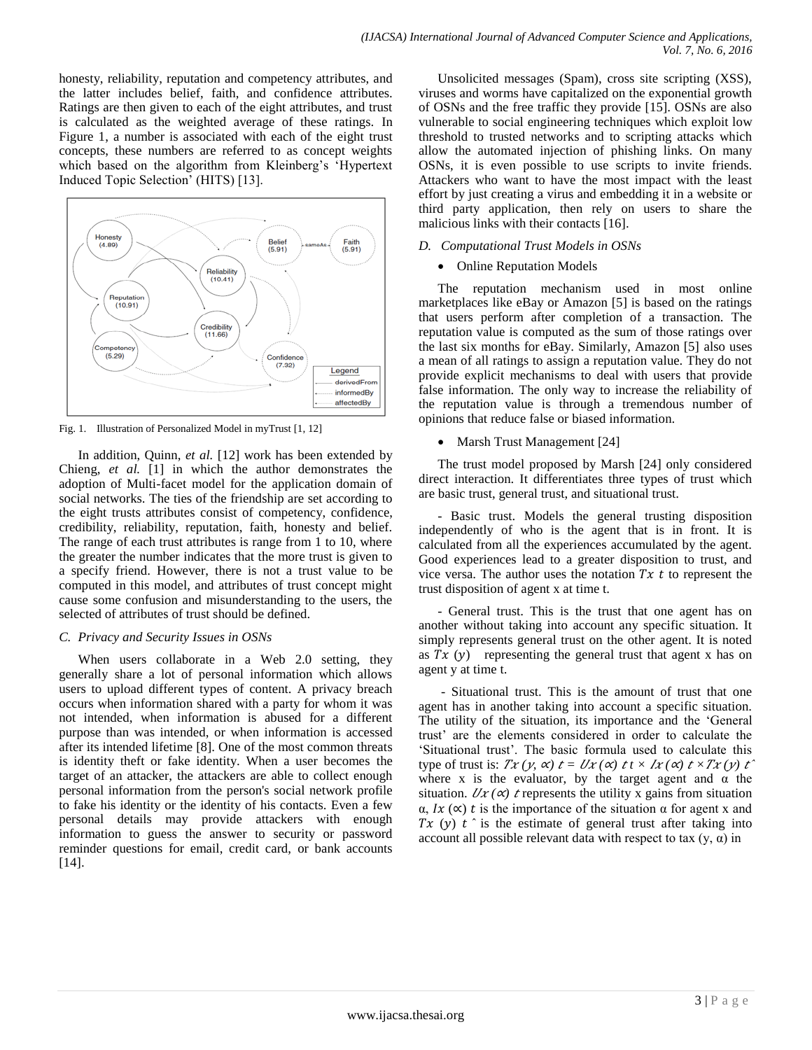honesty, reliability, reputation and competency attributes, and the latter includes belief, faith, and confidence attributes. Ratings are then given to each of the eight attributes, and trust is calculated as the weighted average of these ratings. In Figure 1, a number is associated with each of the eight trust concepts, these numbers are referred to as concept weights which based on the algorithm from Kleinberg's 'Hypertext Induced Topic Selection' (HITS) [13].

Fig. 1. Illustration of Personalized Model in myTrust [1, 12]

In addition, Quinn, *et al.* [12] work has been extended by Chieng, *et al.* [1] in which the author demonstrates the adoption of Multi-facet model for the application domain of social networks. The ties of the friendship are set according to the eight trusts attributes consist of competency, confidence, credibility, reliability, reputation, faith, honesty and belief. The range of each trust attributes is range from 1 to 10, where the greater the number indicates that the more trust is given to a specify friend. However, there is not a trust value to be computed in this model, and attributes of trust concept might cause some confusion and misunderstanding to the users, the selected of attributes of trust should be defined.

### *C. Privacy and Security Issues in OSNs*

When users collaborate in a Web 2.0 setting, they generally share a lot of personal information which allows users to upload different types of content. A privacy breach occurs when information shared with a party for whom it was not intended, when information is abused for a different purpose than was intended, or when information is accessed after its intended lifetime [8]. One of the most common threats is identity theft or fake identity. When a user becomes the target of an attacker, the attackers are able to collect enough personal information from the person's social network profile to fake his identity or the identity of his contacts. Even a few personal details may provide attackers with enough information to guess the answer to security or password reminder questions for email, credit card, or bank accounts [14].

Unsolicited messages (Spam), cross site scripting (XSS), viruses and worms have capitalized on the exponential growth of OSNs and the free traffic they provide [15]. OSNs are also vulnerable to social engineering techniques which exploit low threshold to trusted networks and to scripting attacks which allow the automated injection of phishing links. On many OSNs, it is even possible to use scripts to invite friends. Attackers who want to have the most impact with the least effort by just creating a virus and embedding it in a website or third party application, then rely on users to share the malicious links with their contacts [16].

### *D. Computational Trust Models in OSNs*

- Online Reputation Models

The reputation mechanism used in most online marketplaces like eBay or Amazon [5] is based on the ratings that users perform after completion of a transaction. The reputation value is computed as the sum of those ratings over the last six months for eBay. Similarly, Amazon [5] also uses a mean of all ratings to assign a reputation value. They do not provide explicit mechanisms to deal with users that provide false information. The only way to increase the reliability of the reputation value is through a tremendous number of opinions that reduce false or biased information.

- Marsh Trust Management [24]

The trust model proposed by Marsh [24] only considered direct interaction. It differentiates three types of trust which are basic trust, general trust, and situational trust.

- Basic trust. Models the general trusting disposition independently of who is the agent that is in front. It is calculated from all the experiences accumulated by the agent. Good experiences lead to a greater disposition to trust, and vice versa. The author uses the notation $Tx\ t$ to represent the trust disposition of agent x at time t.

- General trust. This is the trust that one agent has on another without taking into account any specific situation. It simply represents general trust on the other agent. It is noted as $Tx\ (y)$ representing the general trust that agent x has on agent y at time t.

- Situational trust. This is the amount of trust that one agent has in another taking into account a specific situation. The utility of the situation, its importance and the 'General trust' are the elements considered in order to calculate the 'Situational trust'. The basic formula used to calculate this type of trust is: $Tx\ (y, \propto)\ t = Ux\ (\propto)\ t\ t \times Ix\ (\propto)\ t \times Tx\ (y)\ t\hat{}$ where x is the evaluator, by the target agent and α the situation. $Ux\ (\propto)\ t$ represents the utility x gains from situation α, $Ix\ (\propto)\ t$ is the importance of the situation α for agent x and $Tx\ (y)\ t\hat{}$ is the estimate of general trust after taking into account all possible relevant data with respect to tax (y, α) in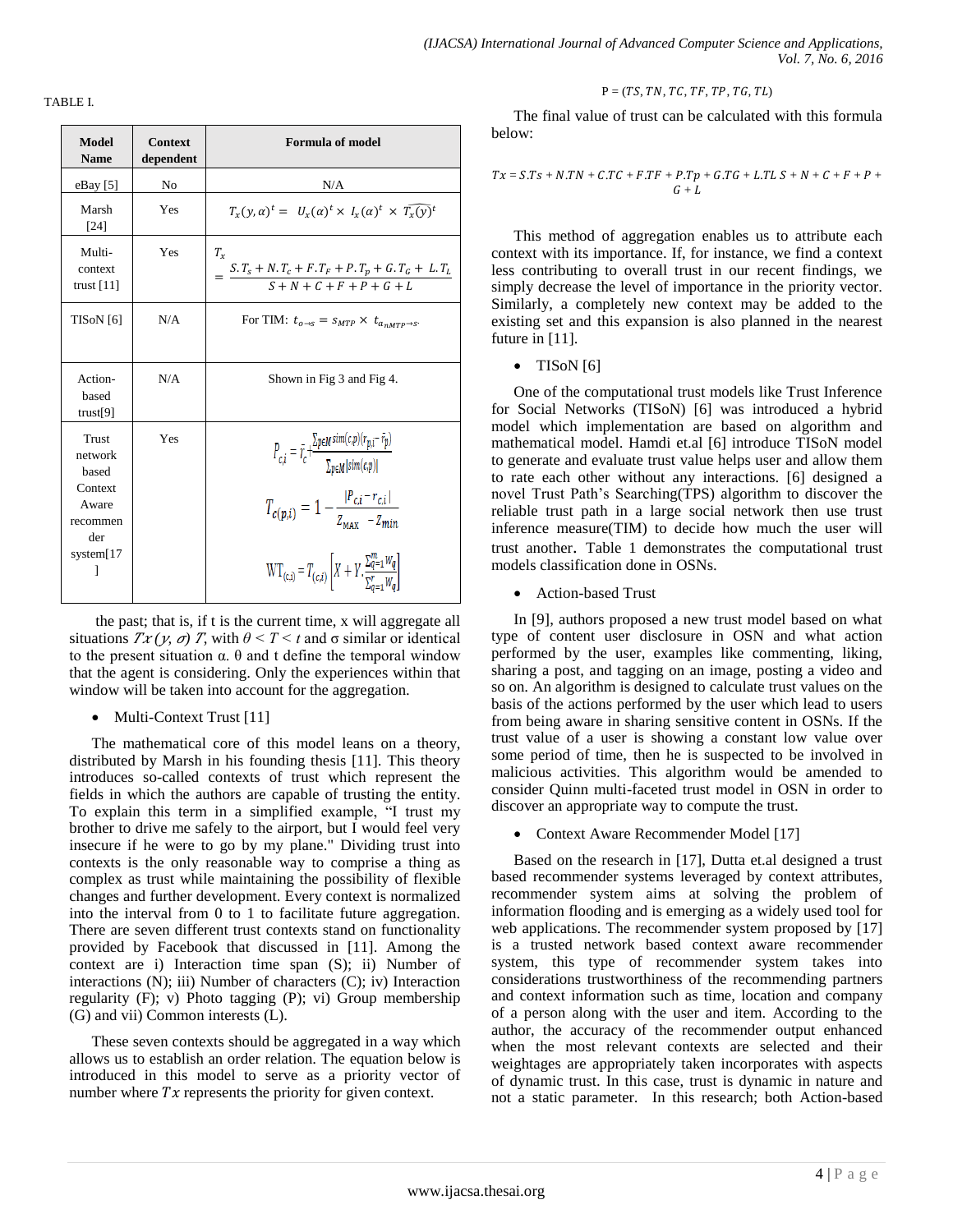TABLE I.

| Model Name | Context dependent | Formula of model |
|---|---|---|
| eBay [5] | No | N/A |
| Marsh [24] | Yes | $T_x(y,\alpha)^t = U_x(\alpha)^t \times I_x(\alpha)^t \times \widehat{T_x(y)}^t$ |
| Multi-context trust [11] | Yes | $T_x = \frac{S.T_s + N.T_c + F.T_F + P.T_p + G.T_G + L.T_L}{S+N+C+F+P+G+L}$ |
| TISoN [6] | N/A | For TIM: $t_{o \to s} = s_{MTP} \times t_{a_{nMTP} \to s}$. |
| Action-based trust[9] | N/A | Shown in Fig 3 and Fig 4. |
| Trust network based Context Aware recommender system[17] | Yes | $P_{c,i} = \bar{r}_c + \frac{\sum_{p \in M} sim(c,p)(r_{p,i} - \bar{r}_p)}{\sum_{p \in M} \lvert sim(c,p) \rvert}$ <br> $T_{c(p,i)} = 1 - \frac{\lvert P_{c,i} - r_{c,i} \rvert}{Z_{MAX} - Z_{min}}$ <br> $WT_{(c,i)} = T_{(c,i)} \left[ X + Y, \frac{\sum_{q=1}^{m} W_q}{\sum_{q=1}^{r} W_q} \right]$ |

the past; that is, if t is the current time, x will aggregate all situations $Tx(y, \sigma)\ T$, with $\theta < T < t$ and σ similar or identical to the present situation α. θ and t define the temporal window that the agent is considering. Only the experiences within that window will be taken into account for the aggregation.

- Multi-Context Trust [11]

The mathematical core of this model leans on a theory, distributed by Marsh in his founding thesis [11]. This theory introduces so-called contexts of trust which represent the fields in which the authors are capable of trusting the entity. To explain this term in a simplified example, "I trust my brother to drive me safely to the airport, but I would feel very insecure if he were to go by my plane." Dividing trust into contexts is the only reasonable way to comprise a thing as complex as trust while maintaining the possibility of flexible changes and further development. Every context is normalized into the interval from 0 to 1 to facilitate future aggregation. There are seven different trust contexts stand on functionality provided by Facebook that discussed in [11]. Among the context are i) Interaction time span (S); ii) Number of interactions (N); iii) Number of characters (C); iv) Interaction regularity (F); v) Photo tagging (P); vi) Group membership (G) and vii) Common interests (L).

These seven contexts should be aggregated in a way which allows us to establish an order relation. The equation below is introduced in this model to serve as a priority vector of number where $Tx$ represents the priority for given context.

$$P = (TS, TN, TC, TF, TP, TG, TL)$$

The final value of trust can be calculated with this formula below:

$$Tx = S.Ts + N.TN + C.TC + F.TF + P.Tp + G.TG + L.TL\ S + N + C + F + P + G + L$$

This method of aggregation enables us to attribute each context with its importance. If, for instance, we find a context less contributing to overall trust in our recent findings, we simply decrease the level of importance in the priority vector. Similarly, a completely new context may be added to the existing set and this expansion is also planned in the nearest future in [11].

- TISoN [6]

One of the computational trust models like Trust Inference for Social Networks (TISoN) [6] was introduced a hybrid model which implementation are based on algorithm and mathematical model. Hamdi et.al [6] introduce TISoN model to generate and evaluate trust value helps user and allow them to rate each other without any interactions. [6] designed a novel Trust Path's Searching(TPS) algorithm to discover the reliable trust path in a large social network then use trust inference measure(TIM) to decide how much the user will trust another. Table 1 demonstrates the computational trust models classification done in OSNs.

- Action-based Trust

In [9], authors proposed a new trust model based on what type of content user disclosure in OSN and what action performed by the user, examples like commenting, liking, sharing a post, and tagging on an image, posting a video and so on. An algorithm is designed to calculate trust values on the basis of the actions performed by the user which lead to users from being aware in sharing sensitive content in OSNs. If the trust value of a user is showing a constant low value over some period of time, then he is suspected to be involved in malicious activities. This algorithm would be amended to consider Quinn multi-faceted trust model in OSN in order to discover an appropriate way to compute the trust.

- Context Aware Recommender Model [17]

Based on the research in [17], Dutta et.al designed a trust based recommender systems leveraged by context attributes, recommender system aims at solving the problem of information flooding and is emerging as a widely used tool for web applications. The recommender system proposed by [17] is a trusted network based context aware recommender system, this type of recommender system takes into considerations trustworthiness of the recommending partners and context information such as time, location and company of a person along with the user and item. According to the author, the accuracy of the recommender output enhanced when the most relevant contexts are selected and their weightages are appropriately taken incorporates with aspects of dynamic trust. In this case, trust is dynamic in nature and not a static parameter. In this research; both Action-based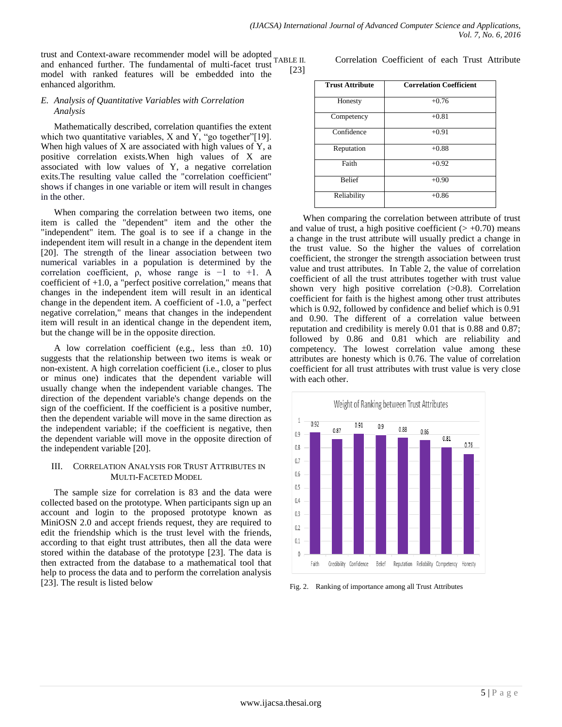trust and Context-aware recommender model will be adopted and enhanced further. The fundamental of multi-facet trust model with ranked features will be embedded into the enhanced algorithm.

### *E. Analysis of Quantitative Variables with Correlation Analysis*

Mathematically described, correlation quantifies the extent which two quantitative variables, X and Y, "go together"[19]. When high values of X are associated with high values of Y, a positive correlation exists.When high values of X are associated with low values of Y, a negative correlation exits.The resulting value called the "correlation coefficient" shows if changes in one variable or item will result in changes in the other.

When comparing the correlation between two items, one item is called the "dependent" item and the other the "independent" item. The goal is to see if a change in the independent item will result in a change in the dependent item [20]. The strength of the linear association between two numerical variables in a population is determined by the correlation coefficient, ρ, whose range is −1 to +1. A coefficient of +1.0, a "perfect positive correlation," means that changes in the independent item will result in an identical change in the dependent item. A coefficient of -1.0, a "perfect negative correlation," means that changes in the independent item will result in an identical change in the dependent item, but the change will be in the opposite direction.

A low correlation coefficient (e.g., less than ±0. 10) suggests that the relationship between two items is weak or non-existent. A high correlation coefficient (i.e., closer to plus or minus one) indicates that the dependent variable will usually change when the independent variable changes. The direction of the dependent variable's change depends on the sign of the coefficient. If the coefficient is a positive number, then the dependent variable will move in the same direction as the independent variable; if the coefficient is negative, then the dependent variable will move in the opposite direction of the independent variable [20].

## III. Correlation Analysis for Trust Attributes in Multi-Faceted Model

The sample size for correlation is 83 and the data were collected based on the prototype. When participants sign up an account and login to the proposed prototype known as MiniOSN 2.0 and accept friends request, they are required to edit the friendship which is the trust level with the friends, according to that eight trust attributes, then all the data were stored within the database of the prototype [23]. The data is then extracted from the database to a mathematical tool that help to process the data and to perform the correlation analysis [23]. The result is listed below

TABLE II. Correlation Coefficient of each Trust Attribute [23]

| Trust Attribute | Correlation Coefficient |
|---|---|
| Honesty | +0.76 |
| Competency | +0.81 |
| Confidence | +0.91 |
| Reputation | +0.88 |
| Faith | +0.92 |
| Belief | +0.90 |
| Reliability | +0.86 |

When comparing the correlation between attribute of trust and value of trust, a high positive coefficient (> +0.70) means a change in the trust attribute will usually predict a change in the trust value. So the higher the values of correlation coefficient, the stronger the strength association between trust value and trust attributes. In Table 2, the value of correlation coefficient of all the trust attributes together with trust value shown very high positive correlation (>0.8). Correlation coefficient for faith is the highest among other trust attributes which is 0.92, followed by confidence and belief which is 0.91 and 0.90. The different of a correlation value between reputation and credibility is merely 0.01 that is 0.88 and 0.87; followed by 0.86 and 0.81 which are reliability and competency. The lowest correlation value among these attributes are honesty which is 0.76. The value of correlation coefficient for all trust attributes with trust value is very close with each other.

Fig. 2. Ranking of importance among all Trust Attributes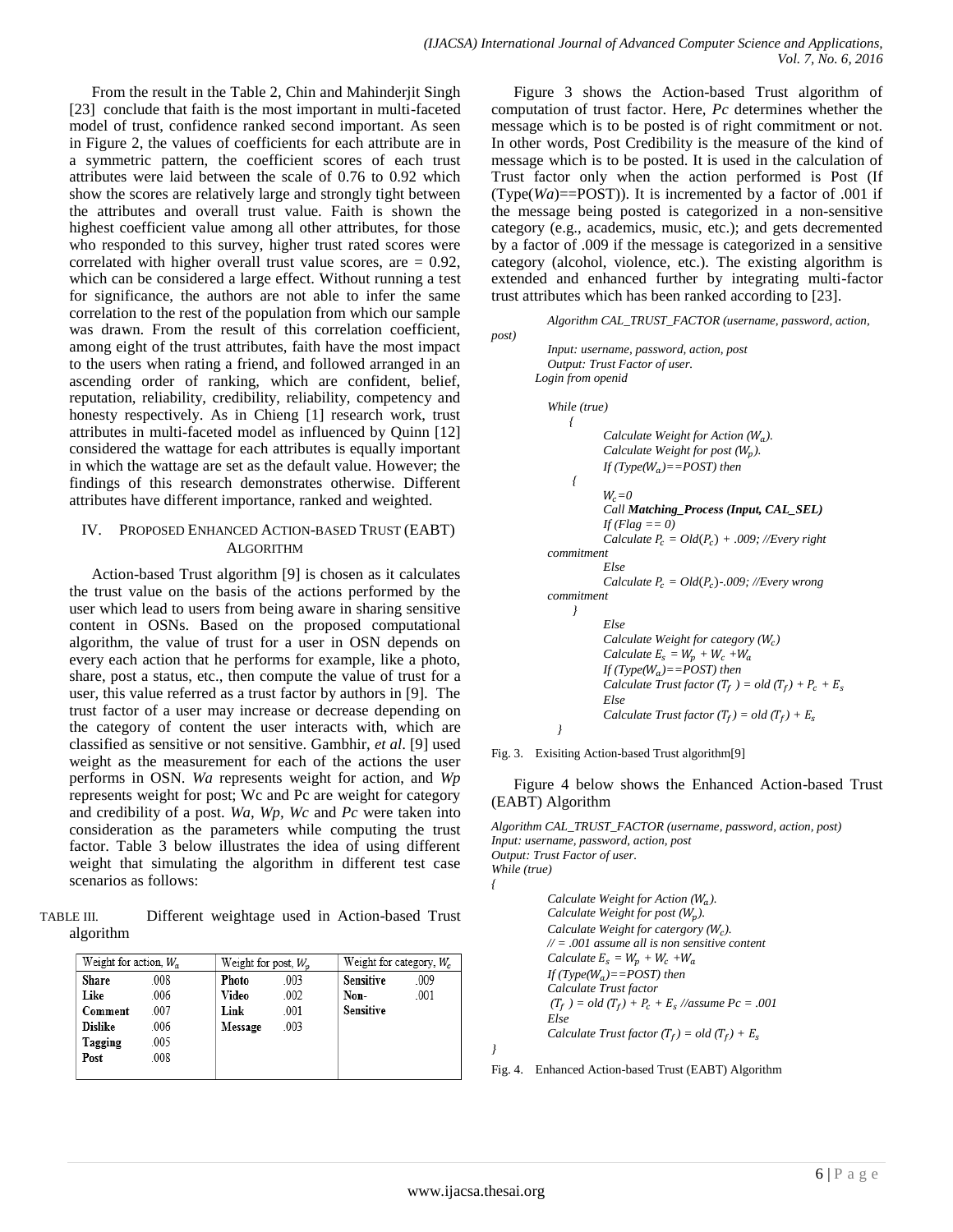From the result in the Table 2, Chin and Mahinderjit Singh [23] conclude that faith is the most important in multi-faceted model of trust, confidence ranked second important. As seen in Figure 2, the values of coefficients for each attribute are in a symmetric pattern, the coefficient scores of each trust attributes were laid between the scale of 0.76 to 0.92 which show the scores are relatively large and strongly tight between the attributes and overall trust value. Faith is shown the highest coefficient value among all other attributes, for those who responded to this survey, higher trust rated scores were correlated with higher overall trust value scores, are = 0.92, which can be considered a large effect. Without running a test for significance, the authors are not able to infer the same correlation to the rest of the population from which our sample was drawn. From the result of this correlation coefficient, among eight of the trust attributes, faith have the most impact to the users when rating a friend, and followed arranged in an ascending order of ranking, which are confident, belief, reputation, reliability, credibility, reliability, competency and honesty respectively. As in Chieng [1] research work, trust attributes in multi-faceted model as influenced by Quinn [12] considered the wattage for each attributes is equally important in which the wattage are set as the default value. However; the findings of this research demonstrates otherwise. Different attributes have different importance, ranked and weighted.

## IV. Proposed Enhanced Action-based Trust (EABT) Algorithm

Action-based Trust algorithm [9] is chosen as it calculates the trust value on the basis of the actions performed by the user which lead to users from being aware in sharing sensitive content in OSNs. Based on the proposed computational algorithm, the value of trust for a user in OSN depends on every each action that he performs for example, like a photo, share, post a status, etc., then compute the value of trust for a user, this value referred as a trust factor by authors in [9]. The trust factor of a user may increase or decrease depending on the category of content the user interacts with, which are classified as sensitive or not sensitive. Gambhir, *et al*. [9] used weight as the measurement for each of the actions the user performs in OSN. *Wa* represents weight for action, and *Wp* represents weight for post; Wc and Pc are weight for category and credibility of a post. *Wa*, *Wp*, *Wc* and *Pc* were taken into consideration as the parameters while computing the trust factor. Table 3 below illustrates the idea of using different weight that simulating the algorithm in different test case scenarios as follows:

TABLE III. Different weightage used in Action-based Trust algorithm

| Weight for action, $W_a$ | | Weight for post, $W_p$ | | Weight for category, $W_c$ | |
|---|---|---|---|---|---|
| **Share** | .008 | **Photo** | .003 | **Sensitive** | .009 |
| **Like** | .006 | **Video** | .002 | **Non-Sensitive** | .001 |
| **Comment** | .007 | **Link** | .001 | | |
| **Dislike** | .006 | **Message** | .003 | | |
| **Tagging** | .005 | | | | |
| **Post** | .008 | | | | |

Figure 3 shows the Action-based Trust algorithm of computation of trust factor. Here, *Pc* determines whether the message which is to be posted is of right commitment or not. In other words, Post Credibility is the measure of the kind of message which is to be posted. It is used in the calculation of Trust factor only when the action performed is Post (If (Type(*Wa*)==POST)). It is incremented by a factor of .001 if the message being posted is categorized in a non-sensitive category (e.g., academics, music, etc.); and gets decremented by a factor of .009 if the message is categorized in a sensitive category (alcohol, violence, etc.). The existing algorithm is extended and enhanced further by integrating multi-factor trust attributes which has been ranked according to [23].

```
Algorithm CAL_TRUST_FACTOR (username, password, action, post)
    Input: username, password, action, post
    Output: Trust Factor of user.
  Login from openid

    While (true)
        {
            Calculate Weight for Action (Wa).
            Calculate Weight for post (Wp).
            If (Type(Wa)==POST) then
        {
            Wc=0
            Call Matching_Process (Input, CAL_SEL)
            If (Flag == 0)
            Calculate Pc = Old(Pc) + .009; //Every right commitment
            Else
            Calculate Pc = Old(Pc)-.009; //Every wrong commitment
        }
            Else
            Calculate Weight for category (Wc)
            Calculate Es = Wp + Wc +Wa
            If (Type(Wa)==POST) then
            Calculate Trust factor (Tf ) = old (Tf) + Pc + Es
            Else
            Calculate Trust factor (Tf) = old (Tf) + Es
        }
```

Fig. 3. Exisiting Action-based Trust algorithm[9]

Figure 4 below shows the Enhanced Action-based Trust (EABT) Algorithm

```
Algorithm CAL_TRUST_FACTOR (username, password, action, post)
Input: username, password, action, post
Output: Trust Factor of user.
While (true)
{
        Calculate Weight for Action (Wa).
        Calculate Weight for post (Wp).
        Calculate Weight for catergory (Wc).
        // = .001 assume all is non sensitive content
        Calculate Es = Wp + Wc +Wa
        If (Type(Wa)==POST) then
        Calculate Trust factor
         (Tf ) = old (Tf) + Pc + Es //assume Pc = .001
        Else
        Calculate Trust factor (Tf) = old (Tf) + Es
}
```

Fig. 4. Enhanced Action-based Trust (EABT) Algorithm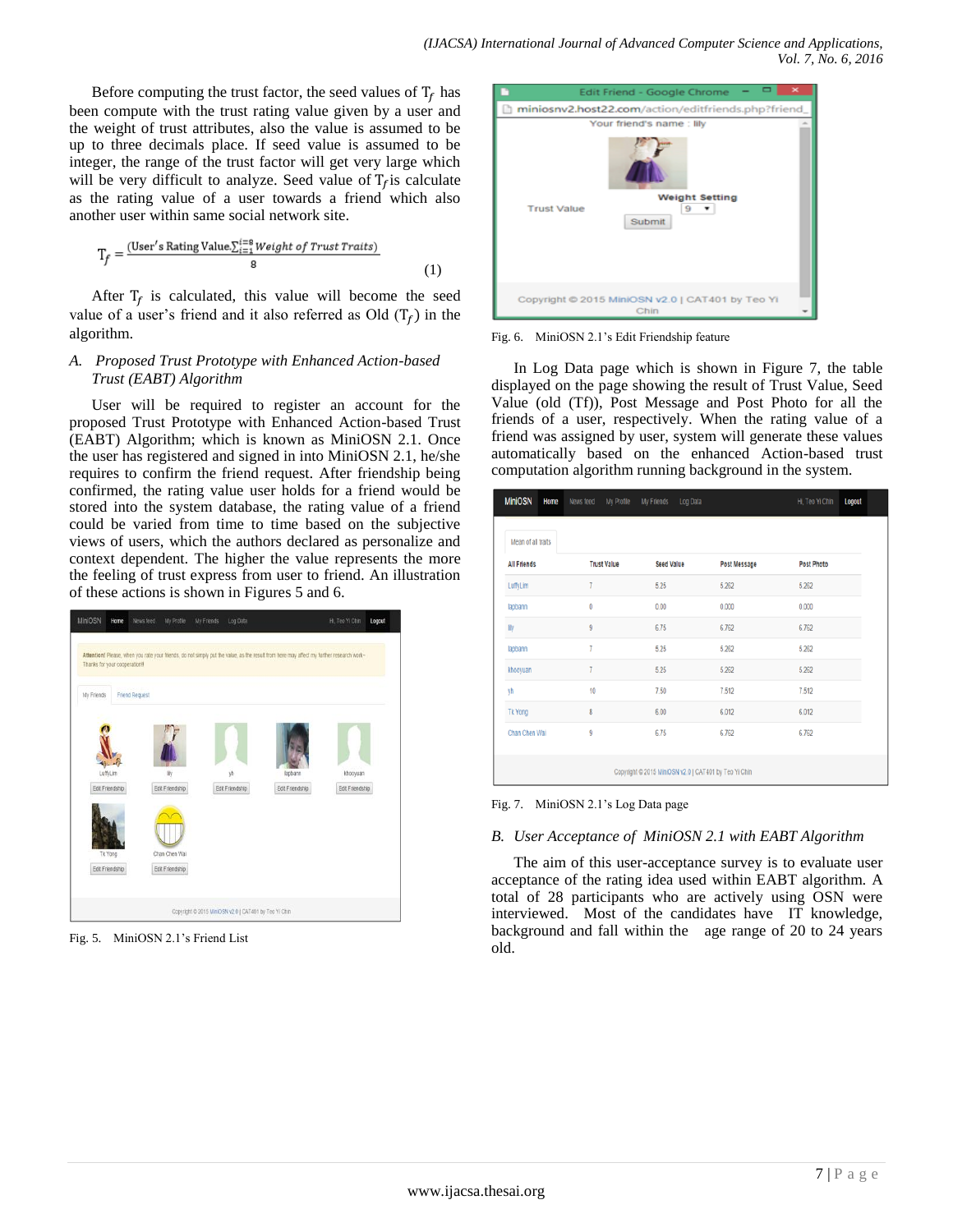Before computing the trust factor, the seed values of $T_f$ has been compute with the trust rating value given by a user and the weight of trust attributes, also the value is assumed to be up to three decimals place. If seed value is assumed to be integer, the range of the trust factor will get very large which will be very difficult to analyze. Seed value of $T_f$ is calculate as the rating value of a user towards a friend which also another user within same social network site.

$$T_f = \frac{(\text{User's Rating Value} \sum_{i=1}^{i=8} \textit{Weight of Trust Traits})}{8} \quad (1)$$

After $T_f$ is calculated, this value will become the seed value of a user's friend and it also referred as Old ($T_f$) in the algorithm.

### A. Proposed Trust Prototype with Enhanced Action-based Trust (EABT) Algorithm

User will be required to register an account for the proposed Trust Prototype with Enhanced Action-based Trust (EABT) Algorithm; which is known as MiniOSN 2.1. Once the user has registered and signed in into MiniOSN 2.1, he/she requires to confirm the friend request. After friendship being confirmed, the rating value user holds for a friend would be stored into the system database, the rating value of a friend could be varied from time to time based on the subjective views of users, which the authors declared as personalize and context dependent. The higher the value represents the more the feeling of trust express from user to friend. An illustration of these actions is shown in Figures 5 and 6.

Fig. 5. MiniOSN 2.1's Friend List

Fig. 6. MiniOSN 2.1's Edit Friendship feature

In Log Data page which is shown in Figure 7, the table displayed on the page showing the result of Trust Value, Seed Value (old (Tf)), Post Message and Post Photo for all the friends of a user, respectively. When the rating value of a friend was assigned by user, system will generate these values automatically based on the enhanced Action-based trust computation algorithm running background in the system.

Fig. 7. MiniOSN 2.1's Log Data page

### B. User Acceptance of MiniOSN 2.1 with EABT Algorithm

The aim of this user-acceptance survey is to evaluate user acceptance of the rating idea used within EABT algorithm. A total of 28 participants who are actively using OSN were interviewed. Most of the candidates have IT knowledge, background and fall within the age range of 20 to 24 years old.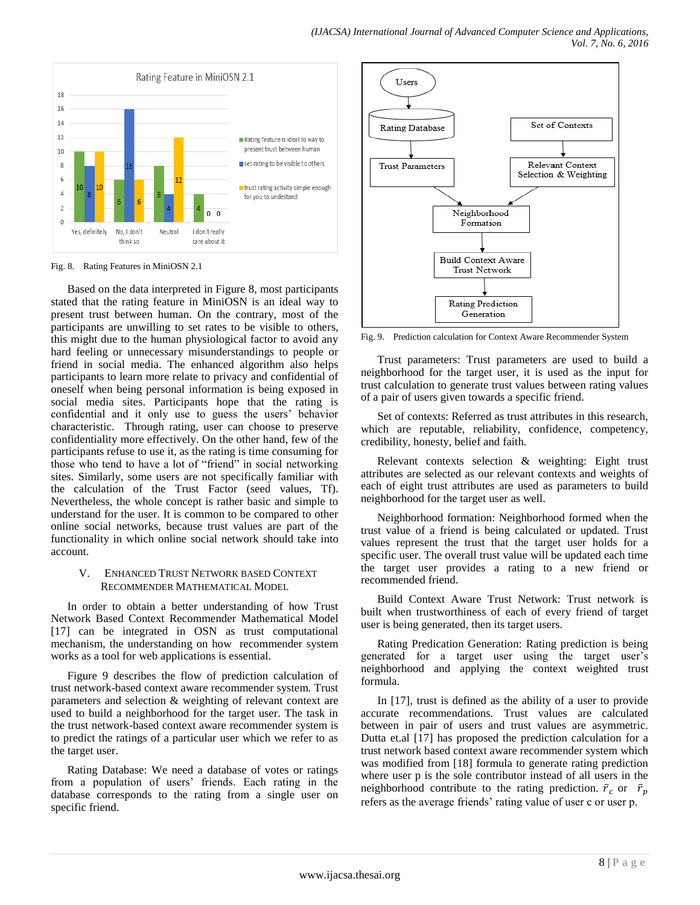Fig. 8. Rating Features in MiniOSN 2.1

Based on the data interpreted in Figure 8, most participants stated that the rating feature in MiniOSN is an ideal way to present trust between human. On the contrary, most of the participants are unwilling to set rates to be visible to others, this might due to the human physiological factor to avoid any hard feeling or unnecessary misunderstandings to people or friend in social media. The enhanced algorithm also helps participants to learn more relate to privacy and confidential of oneself when being personal information is being exposed in social media sites. Participants hope that the rating is confidential and it only use to guess the users' behavior characteristic. Through rating, user can choose to preserve confidentiality more effectively. On the other hand, few of the participants refuse to use it, as the rating is time consuming for those who tend to have a lot of "friend" in social networking sites. Similarly, some users are not specifically familiar with the calculation of the Trust Factor (seed values, Tf). Nevertheless, the whole concept is rather basic and simple to understand for the user. It is common to be compared to other online social networks, because trust values are part of the functionality in which online social network should take into account.

## V. Enhanced Trust Network based Context Recommender Mathematical Model

In order to obtain a better understanding of how Trust Network Based Context Recommender Mathematical Model [17] can be integrated in OSN as trust computational mechanism, the understanding on how recommender system works as a tool for web applications is essential.

Figure 9 describes the flow of prediction calculation of trust network-based context aware recommender system. Trust parameters and selection & weighting of relevant context are used to build a neighborhood for the target user. The task in the trust network-based context aware recommender system is to predict the ratings of a particular user which we refer to as the target user.

Rating Database: We need a database of votes or ratings from a population of users' friends. Each rating in the database corresponds to the rating from a single user on specific friend.

Fig. 9. Prediction calculation for Context Aware Recommender System

Trust parameters: Trust parameters are used to build a neighborhood for the target user, it is used as the input for trust calculation to generate trust values between rating values of a pair of users given towards a specific friend.

Set of contexts: Referred as trust attributes in this research, which are reputable, reliability, confidence, competency, credibility, honesty, belief and faith.

Relevant contexts selection & weighting: Eight trust attributes are selected as our relevant contexts and weights of each of eight trust attributes are used as parameters to build neighborhood for the target user as well.

Neighborhood formation: Neighborhood formed when the trust value of a friend is being calculated or updated. Trust values represent the trust that the target user holds for a specific user. The overall trust value will be updated each time the target user provides a rating to a new friend or recommended friend.

Build Context Aware Trust Network: Trust network is built when trustworthiness of each of every friend of target user is being generated, then its target users.

Rating Predication Generation: Rating prediction is being generated for a target user using the target user's neighborhood and applying the context weighted trust formula.

In [17], trust is defined as the ability of a user to provide accurate recommendations. Trust values are calculated between in pair of users and trust values are asymmetric. Dutta et.al [17] has proposed the prediction calculation for a trust network based context aware recommender system which was modified from [18] formula to generate rating prediction where user p is the sole contributor instead of all users in the neighborhood contribute to the rating prediction. $\bar{r}_c$ or $\bar{r}_p$ refers as the average friends' rating value of user c or user p.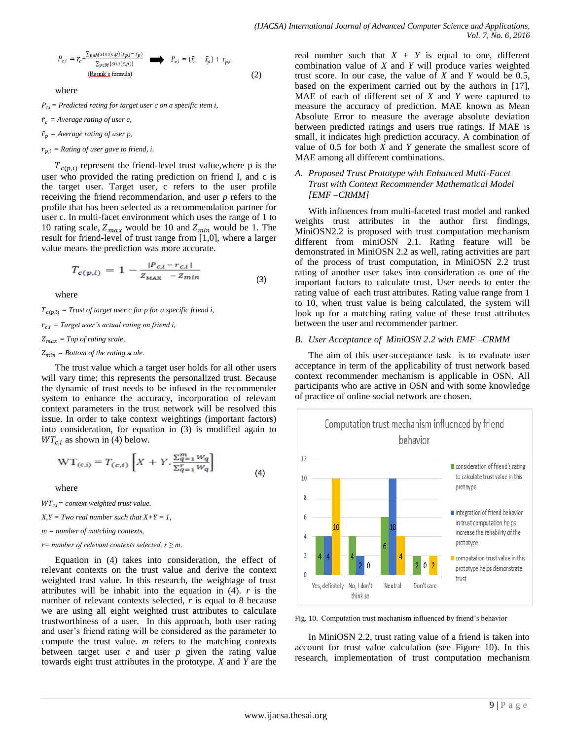$$P_{c,i} = \bar{r}_c + \frac{\sum_{p \in M} sim(c,p)(r_{p,i} - \bar{r}_p)}{\sum_{p \in M} |sim(c,p)|} \Longrightarrow P_{c,i} = (\bar{r}_c - \bar{r}_p) + r_{p,i} \tag{2}$$

(Resnik's formula)

where

$P_{c,i}$ = *Predicted rating for target user c on a specific item i,*

$\bar{r}_c$ = *Average rating of user c,*

$\bar{r}_p$ = *Average rating of user p,*

$r_{p,i}$ = *Rating of user gave to friend, i.*

$T_{c(p,i)}$ represent the friend-level trust value,where p is the user who provided the rating prediction on friend I, and c is the target user. Target user, c refers to the user profile receiving the friend recommendation, and user *p* refers to the profile that has been selected as a recommendation partner for user c. In multi-facet environment which uses the range of 1 to 10 rating scale, $Z_{max}$ would be 10 and $Z_{min}$ would be 1. The result for friend-level of trust range from [1,0], where a larger value means the prediction was more accurate.

$$T_{c(p,i)} = 1 - \frac{|P_{c,i} - r_{c,i}|}{Z_{MAX} - Z_{min}} \tag{3}$$

where

$T_{c(p,i)}$ = *Trust of target user c for p for a specific friend i,*

$r_{c,i}$ = *Target user's actual rating on friend i,*

$Z_{max}$ = *Top of rating scale,*

$Z_{min}$ = *Bottom of the rating scale.*

The trust value which a target user holds for all other users will vary time; this represents the personalized trust. Because the dynamic of trust needs to be infused in the recommender system to enhance the accuracy, incorporation of relevant context parameters in the trust network will be resolved this issue. In order to take context weightings (important factors) into consideration, for equation in (3) is modified again to $WT_{c,i}$ as shown in (4) below.

$$\mathrm{WT}_{(c,i)} = T_{(c,i)} \left[ X + Y . \frac{\sum_{q=1}^{m} w_q}{\sum_{q=1}^{r} w_q} \right] \tag{4}$$

where

$WT_{c,i}$ = *context weighted trust value.*

*X,Y = Two real number such that X+Y = 1,*

*m = number of matching contexts,*

*r= number of relevant contexts selected,* $r \geq m$.

Equation in (4) takes into consideration, the effect of relevant contexts on the trust value and derive the context weighted trust value. In this research, the weightage of trust attributes will be inhabit into the equation in (4). *r* is the number of relevant contexts selected, *r* is equal to 8 because we are using all eight weighted trust attributes to calculate trustworthiness of a user. In this approach, both user rating and user's friend rating will be considered as the parameter to compute the trust value. *m* refers to the matching contexts between target user *c* and user *p* given the rating value towards eight trust attributes in the prototype. *X* and *Y* are the real number such that *X* + *Y* is equal to one, different combination value of *X* and *Y* will produce varies weighted trust score. In our case, the value of *X* and *Y* would be 0.5, based on the experiment carried out by the authors in [17], MAE of each of different set of *X* and *Y* were captured to measure the accuracy of prediction. MAE known as Mean Absolute Error to measure the average absolute deviation between predicted ratings and users true ratings. If MAE is small, it indicates high prediction accuracy. A combination of value of 0.5 for both *X* and *Y* generate the smallest score of MAE among all different combinations.

### *A. Proposed Trust Prototype with Enhanced Multi-Facet Trust with Context Recommender Mathematical Model [EMF –CRMM]*

With influences from multi-faceted trust model and ranked weights trust attributes in the author first findings, MiniOSN2.2 is proposed with trust computation mechanism different from miniOSN 2.1. Rating feature will be demonstrated in MiniOSN 2.2 as well, rating activities are part of the process of trust computation, in MiniOSN 2.2 trust rating of another user takes into consideration as one of the important factors to calculate trust. User needs to enter the rating value of each trust attributes. Rating value range from 1 to 10, when trust value is being calculated, the system will look up for a matching rating value of these trust attributes between the user and recommender partner.

### *B. User Acceptance of MiniOSN 2.2 with EMF –CRMM*

The aim of this user-acceptance task is to evaluate user acceptance in term of the applicability of trust network based context recommender mechanism is applicable in OSN. All participants who are active in OSN and with some knowledge of practice of online social network are chosen.

**Computation trust mechanism influenced by friend behavior**

| | consideration of friend's rating to calculate trust value in this protoype | integration of friend behavior in trust computation helps increase the reliability of the prototype | computation trust value in this prototype helps demonstrate trust |
|---|---|---|---|
| Yes, definitely | 4 | 4 | 10 |
| No, I don't think so | 4 | 2 | 0 |
| Neutral | 6 | 10 | 4 |
| Don't care | 2 | 0 | 2 |

Fig. 10. Computation trust mechanism influenced by friend's behavior

In MiniOSN 2.2, trust rating value of a friend is taken into account for trust value calculation (see Figure 10). In this research, implementation of trust computation mechanism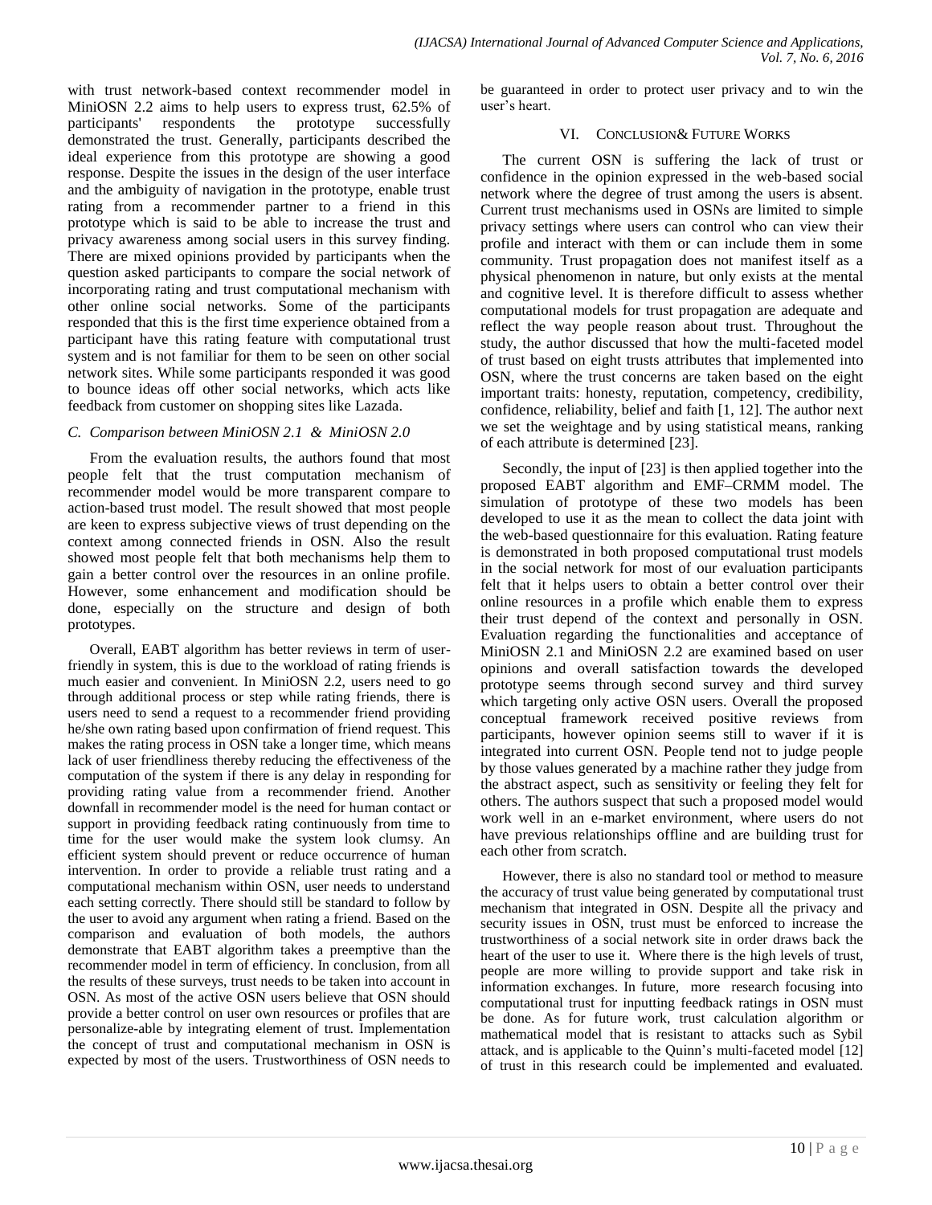with trust network-based context recommender model in MiniOSN 2.2 aims to help users to express trust, 62.5% of participants' respondents the prototype successfully demonstrated the trust. Generally, participants described the ideal experience from this prototype are showing a good response. Despite the issues in the design of the user interface and the ambiguity of navigation in the prototype, enable trust rating from a recommender partner to a friend in this prototype which is said to be able to increase the trust and privacy awareness among social users in this survey finding. There are mixed opinions provided by participants when the question asked participants to compare the social network of incorporating rating and trust computational mechanism with other online social networks. Some of the participants responded that this is the first time experience obtained from a participant have this rating feature with computational trust system and is not familiar for them to be seen on other social network sites. While some participants responded it was good to bounce ideas off other social networks, which acts like feedback from customer on shopping sites like Lazada.

### *C. Comparison between MiniOSN 2.1 & MiniOSN 2.0*

From the evaluation results, the authors found that most people felt that the trust computation mechanism of recommender model would be more transparent compare to action-based trust model. The result showed that most people are keen to express subjective views of trust depending on the context among connected friends in OSN. Also the result showed most people felt that both mechanisms help them to gain a better control over the resources in an online profile. However, some enhancement and modification should be done, especially on the structure and design of both prototypes.

Overall, EABT algorithm has better reviews in term of user-friendly in system, this is due to the workload of rating friends is much easier and convenient. In MiniOSN 2.2, users need to go through additional process or step while rating friends, there is users need to send a request to a recommender friend providing he/she own rating based upon confirmation of friend request. This makes the rating process in OSN take a longer time, which means lack of user friendliness thereby reducing the effectiveness of the computation of the system if there is any delay in responding for providing rating value from a recommender friend. Another downfall in recommender model is the need for human contact or support in providing feedback rating continuously from time to time for the user would make the system look clumsy. An efficient system should prevent or reduce occurrence of human intervention. In order to provide a reliable trust rating and a computational mechanism within OSN, user needs to understand each setting correctly. There should still be standard to follow by the user to avoid any argument when rating a friend. Based on the comparison and evaluation of both models, the authors demonstrate that EABT algorithm takes a preemptive than the recommender model in term of efficiency. In conclusion, from all the results of these surveys, trust needs to be taken into account in OSN. As most of the active OSN users believe that OSN should provide a better control on user own resources or profiles that are personalize-able by integrating element of trust. Implementation the concept of trust and computational mechanism in OSN is expected by most of the users. Trustworthiness of OSN needs to be guaranteed in order to protect user privacy and to win the user's heart.

## VI. CONCLUSION& FUTURE WORKS

The current OSN is suffering the lack of trust or confidence in the opinion expressed in the web-based social network where the degree of trust among the users is absent. Current trust mechanisms used in OSNs are limited to simple privacy settings where users can control who can view their profile and interact with them or can include them in some community. Trust propagation does not manifest itself as a physical phenomenon in nature, but only exists at the mental and cognitive level. It is therefore difficult to assess whether computational models for trust propagation are adequate and reflect the way people reason about trust. Throughout the study, the author discussed that how the multi-faceted model of trust based on eight trusts attributes that implemented into OSN, where the trust concerns are taken based on the eight important traits: honesty, reputation, competency, credibility, confidence, reliability, belief and faith [1, 12]. The author next we set the weightage and by using statistical means, ranking of each attribute is determined [23].

Secondly, the input of [23] is then applied together into the proposed EABT algorithm and EMF–CRMM model. The simulation of prototype of these two models has been developed to use it as the mean to collect the data joint with the web-based questionnaire for this evaluation. Rating feature is demonstrated in both proposed computational trust models in the social network for most of our evaluation participants felt that it helps users to obtain a better control over their online resources in a profile which enable them to express their trust depend of the context and personally in OSN. Evaluation regarding the functionalities and acceptance of MiniOSN 2.1 and MiniOSN 2.2 are examined based on user opinions and overall satisfaction towards the developed prototype seems through second survey and third survey which targeting only active OSN users. Overall the proposed conceptual framework received positive reviews from participants, however opinion seems still to waver if it is integrated into current OSN. People tend not to judge people by those values generated by a machine rather they judge from the abstract aspect, such as sensitivity or feeling they felt for others. The authors suspect that such a proposed model would work well in an e-market environment, where users do not have previous relationships offline and are building trust for each other from scratch.

However, there is also no standard tool or method to measure the accuracy of trust value being generated by computational trust mechanism that integrated in OSN. Despite all the privacy and security issues in OSN, trust must be enforced to increase the trustworthiness of a social network site in order draws back the heart of the user to use it. Where there is the high levels of trust, people are more willing to provide support and take risk in information exchanges. In future, more research focusing into computational trust for inputting feedback ratings in OSN must be done. As for future work, trust calculation algorithm or mathematical model that is resistant to attacks such as Sybil attack, and is applicable to the Quinn's multi-faceted model [12] of trust in this research could be implemented and evaluated.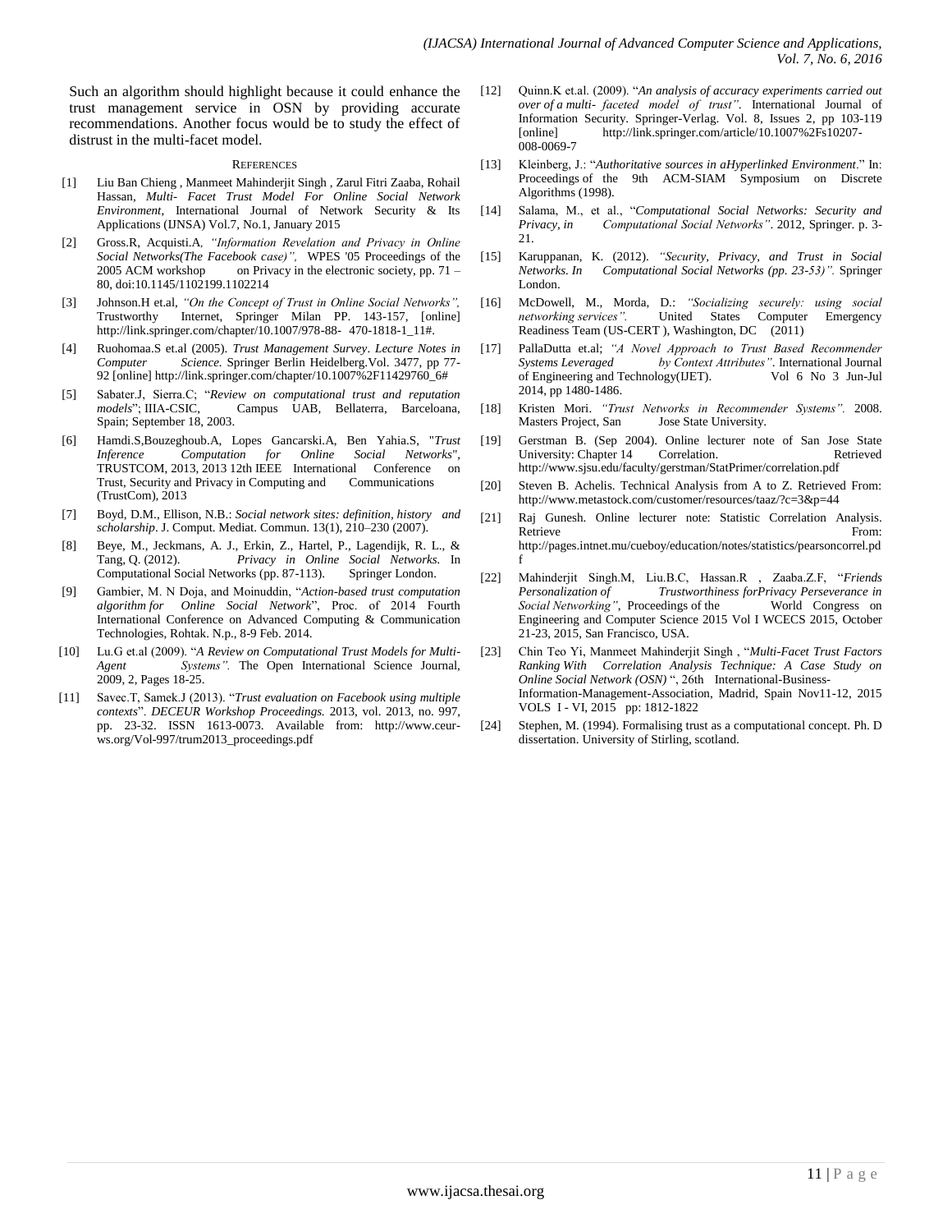Such an algorithm should highlight because it could enhance the trust management service in OSN by providing accurate recommendations. Another focus would be to study the effect of distrust in the multi-facet model.

## References

[1] Liu Ban Chieng , Manmeet Mahinderjit Singh , Zarul Fitri Zaaba, Rohail Hassan, *Multi- Facet Trust Model For Online Social Network Environment*, International Journal of Network Security & Its Applications (IJNSA) Vol.7, No.1, January 2015

[2] Gross.R, Acquisti.A, *"Information Revelation and Privacy in Online Social Networks(The Facebook case)",* WPES '05 Proceedings of the 2005 ACM workshop on Privacy in the electronic society, pp. 71 – 80, doi:10.1145/1102199.1102214

[3] Johnson.H et.al, *"On the Concept of Trust in Online Social Networks",* Trustworthy Internet, Springer Milan PP. 143-157, [online] http://link.springer.com/chapter/10.1007/978-88- 470-1818-1_11#.

[4] Ruohomaa.S et.al (2005). *Trust Management Survey*. *Lecture Notes in Computer Science.* Springer Berlin Heidelberg.Vol. 3477, pp 77-92 [online] http://link.springer.com/chapter/10.1007%2F11429760_6#

[5] Sabater.J, Sierra.C; "*Review on computational trust and reputation models*"; IIIA-CSIC, Campus UAB, Bellaterra, Barceloana, Spain; September 18, 2003.

[6] Hamdi.S,Bouzeghoub.A, Lopes Gancarski.A, Ben Yahia.S, "*Trust Inference Computation for Online Social Networks*", TRUSTCOM, 2013, 2013 12th IEEE International Conference on Trust, Security and Privacy in Computing and Communications (TrustCom), 2013

[7] Boyd, D.M., Ellison, N.B.: *Social network sites: definition, history and scholarship*. J. Comput. Mediat. Commun. 13(1), 210–230 (2007).

[8] Beye, M., Jeckmans, A. J., Erkin, Z., Hartel, P., Lagendijk, R. L., & Tang, Q. (2012). *Privacy in Online Social Networks.* In Computational Social Networks (pp. 87-113). Springer London.

[9] Gambier, M. N Doja, and Moinuddin, "*Action-based trust computation algorithm for Online Social Network*", Proc. of 2014 Fourth International Conference on Advanced Computing & Communication Technologies, Rohtak. N.p., 8-9 Feb. 2014.

[10] Lu.G et.al (2009). "*A Review on Computational Trust Models for Multi-Agent Systems".* The Open International Science Journal, 2009, 2, Pages 18-25.

[11] Savec.T, Samek.J (2013). "*Trust evaluation on Facebook using multiple contexts*". *DECEUR Workshop Proceedings.* 2013, vol. 2013, no. 997, pp. 23-32. ISSN 1613-0073. Available from: http://www.ceur-ws.org/Vol-997/trum2013_proceedings.pdf

[12] Quinn.K et.al. (2009). "*An analysis of accuracy experiments carried out over of a multi- faceted model of trust"*. International Journal of Information Security. Springer-Verlag. Vol. 8, Issues 2, pp 103-119 [online] http://link.springer.com/article/10.1007%2Fs10207-008-0069-7

[13] Kleinberg, J.: "*Authoritative sources in aHyperlinked Environment*." In: Proceedings of the 9th ACM-SIAM Symposium on Discrete Algorithms (1998).

[14] Salama, M., et al., "*Computational Social Networks: Security and Privacy, in Computational Social Networks"*. 2012, Springer. p. 3-21.

[15] Karuppanan, K. (2012). *"Security, Privacy, and Trust in Social Networks. In Computational Social Networks (pp. 23-53)".* Springer London.

[16] McDowell, M., Morda, D.: *"Socializing securely: using social networking services".* United States Computer Emergency Readiness Team (US-CERT ), Washington, DC (2011)

[17] PallaDutta et.al; *"A Novel Approach to Trust Based Recommender Systems Leveraged by Context Attributes"*. International Journal of Engineering and Technology(IJET). Vol 6 No 3 Jun-Jul 2014, pp 1480-1486.

[18] Kristen Mori. *"Trust Networks in Recommender Systems".* 2008. Masters Project, San Jose State University.

[19] Gerstman B. (Sep 2004). Online lecturer note of San Jose State University: Chapter 14 Correlation. Retrieved http://www.sjsu.edu/faculty/gerstman/StatPrimer/correlation.pdf

[20] Steven B. Achelis. Technical Analysis from A to Z. Retrieved From: http://www.metastock.com/customer/resources/taaz/?c=3&p=44

[21] Raj Gunesh. Online lecturer note: Statistic Correlation Analysis. Retrieve From: http://pages.intnet.mu/cueboy/education/notes/statistics/pearsoncorrel.pdf

[22] Mahinderjit Singh.M, Liu.B.C, Hassan.R , Zaaba.Z.F, "*Friends Personalization of Trustworthiness forPrivacy Perseverance in Social Networking"*, Proceedings of the World Congress on Engineering and Computer Science 2015 Vol I WCECS 2015, October 21-23, 2015, San Francisco, USA.

[23] Chin Teo Yi, Manmeet Mahinderjit Singh , "*Multi-Facet Trust Factors Ranking With Correlation Analysis Technique: A Case Study on Online Social Network (OSN)* ", 26th International-Business-Information-Management-Association, Madrid, Spain Nov11-12, 2015 VOLS I - VI, 2015 pp: 1812-1822

[24] Stephen, M. (1994). Formalising trust as a computational concept. Ph. D dissertation. University of Stirling, scotland.